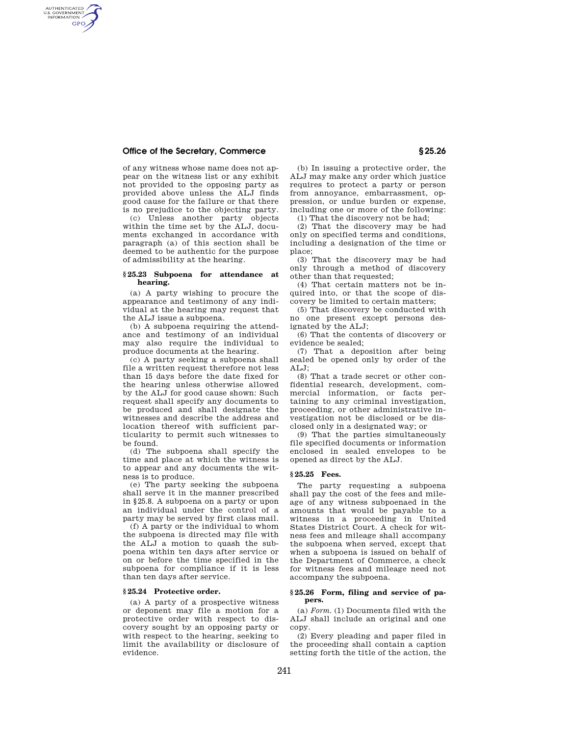of any witness whose name does not appear on the witness list or any exhibit not provided to the opposing party as provided above unless the ALJ finds good cause for the failure or that there is no prejudice to the objecting party.

(c) Unless another party objects within the time set by the ALJ, documents exchanged in accordance with paragraph (a) of this section shall be deemed to be authentic for the purpose of admissibility at the hearing.

### § 25.23 Subpoena for attendance at hearing.

(a) A party wishing to procure the appearance and testimony of any individual at the hearing may request that the ALJ issue a subpoena.

(b) A subpoena requiring the attendance and testimony of an individual may also require the individual to produce documents at the hearing.

(c) A party seeking a subpoena shall file a written request therefore not less than 15 days before the date fixed for the hearing unless otherwise allowed by the ALJ for good cause shown: Such request shall specify any documents to be produced and shall designate the witnesses and describe the address and location thereof with sufficient particularity to permit such witnesses to be found.

(d) The subpoena shall specify the time and place at which the witness is to appear and any documents the witness is to produce.

(e) The party seeking the subpoena shall serve it in the manner prescribed in §25.8. A subpoena on a party or upon an individual under the control of a party may be served by first class mail.

(f) A party or the individual to whom the subpoena is directed may file with the ALJ a motion to quash the subpoena within ten days after service or on or before the time specified in the subpoena for compliance if it is less than ten days after service.

### § 25.24 Protective order.

(a) A party of a prospective witness or deponent may file a motion for a protective order with respect to discovery sought by an opposing party or with respect to the hearing, seeking to limit the availability or disclosure of evidence.

(b) In issuing a protective order, the ALJ may make any order which justice requires to protect a party or person from annoyance, embarrassment, oppression, or undue burden or expense, including one or more of the following:

(1) That the discovery not be had;

(2) That the discovery may be had only on specified terms and conditions, including a designation of the time or place;

(3) That the discovery may be had only through a method of discovery other than that requested;

(4) That certain matters not be inquired into, or that the scope of discovery be limited to certain matters;

(5) That discovery be conducted with no one present except persons designated by the ALJ;

(6) That the contents of discovery or evidence be sealed;

(7) That a deposition after being sealed be opened only by order of the ALJ;

(8) That a trade secret or other confidential research, development, commercial information, or facts pertaining to any criminal investigation, proceeding, or other administrative investigation not be disclosed or be disclosed only in a designated way; or

(9) That the parties simultaneously file specified documents or information enclosed in sealed envelopes to be opened as direct by the ALJ.

### § 25.25 Fees.

The party requesting a subpoena shall pay the cost of the fees and mileage of any witness subpoenaed in the amounts that would be payable to a witness in a proceeding in United States District Court. A check for witness fees and mileage shall accompany the subpoena when served, except that when a subpoena is issued on behalf of the Department of Commerce, a check for witness fees and mileage need not accompany the subpoena.

### § 25.26 Form, filing and service of papers.

(a) *Form.* (1) Documents filed with the ALJ shall include an original and one copy.

(2) Every pleading and paper filed in the proceeding shall contain a caption setting forth the title of the action, the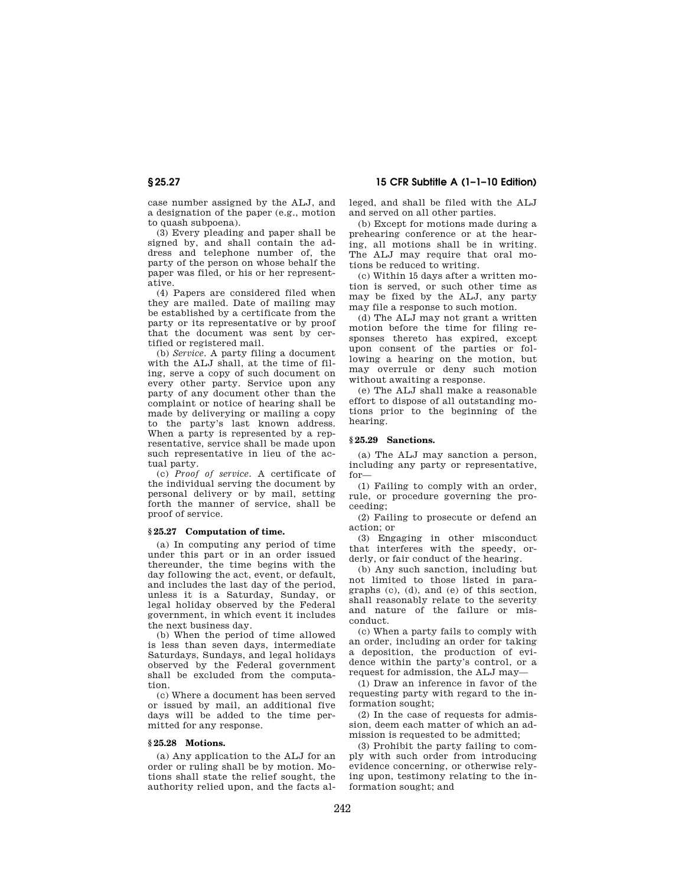case number assigned by the ALJ, and a designation of the paper (e.g., motion to quash subpoena).

(3) Every pleading and paper shall be signed by, and shall contain the address and telephone number of, the party of the person on whose behalf the paper was filed, or his or her representative.

(4) Papers are considered filed when they are mailed. Date of mailing may be established by a certificate from the party or its representative or by proof that the document was sent by certified or registered mail.

(b) *Service*. A party filing a document with the ALJ shall, at the time of filing, serve a copy of such document on every other party. Service upon any party of any document other than the complaint or notice of hearing shall be made by deliverying or mailing a copy to the party's last known address. When a party is represented by a representative, service shall be made upon such representative in lieu of the actual party.

(c) *Proof of service*. A certificate of the individual serving the document by personal delivery or by mail, setting forth the manner of service, shall be proof of service.

### § 25.27 Computation of time.

(a) In computing any period of time under this part or in an order issued thereunder, the time begins with the day following the act, event, or default, and includes the last day of the period, unless it is a Saturday, Sunday, or legal holiday observed by the Federal government, in which event it includes the next business day.

(b) When the period of time allowed is less than seven days, intermediate Saturdays, Sundays, and legal holidays observed by the Federal government shall be excluded from the computation.

(c) Where a document has been served or issued by mail, an additional five days will be added to the time permitted for any response.

### § 25.28 Motions.

(a) Any application to the ALJ for an order or ruling shall be by motion. Motions shall state the relief sought, the authority relied upon, and the facts alleged, and shall be filed with the ALJ and served on all other parties.

(b) Except for motions made during a prehearing conference or at the hearing, all motions shall be in writing. The ALJ may require that oral motions be reduced to writing.

(c) Within 15 days after a written motion is served, or such other time as may be fixed by the ALJ, any party may file a response to such motion.

(d) The ALJ may not grant a written motion before the time for filing responses thereto has expired, except upon consent of the parties or following a hearing on the motion, but may overrule or deny such motion without awaiting a response.

(e) The ALJ shall make a reasonable effort to dispose of all outstanding motions prior to the beginning of the hearing.

### § 25.29 Sanctions.

(a) The ALJ may sanction a person, including any party or representative, for—

(1) Failing to comply with an order, rule, or procedure governing the proceeding;

(2) Failing to prosecute or defend an action; or

(3) Engaging in other misconduct that interferes with the speedy, orderly, or fair conduct of the hearing.

(b) Any such sanction, including but not limited to those listed in paragraphs (c), (d), and (e) of this section, shall reasonably relate to the severity and nature of the failure or misconduct.

(c) When a party fails to comply with an order, including an order for taking a deposition, the production of evidence within the party's control, or a request for admission, the ALJ may—

(1) Draw an inference in favor of the requesting party with regard to the information sought;

(2) In the case of requests for admission, deem each matter of which an admission is requested to be admitted;

(3) Prohibit the party failing to comply with such order from introducing evidence concerning, or otherwise relying upon, testimony relating to the information sought; and